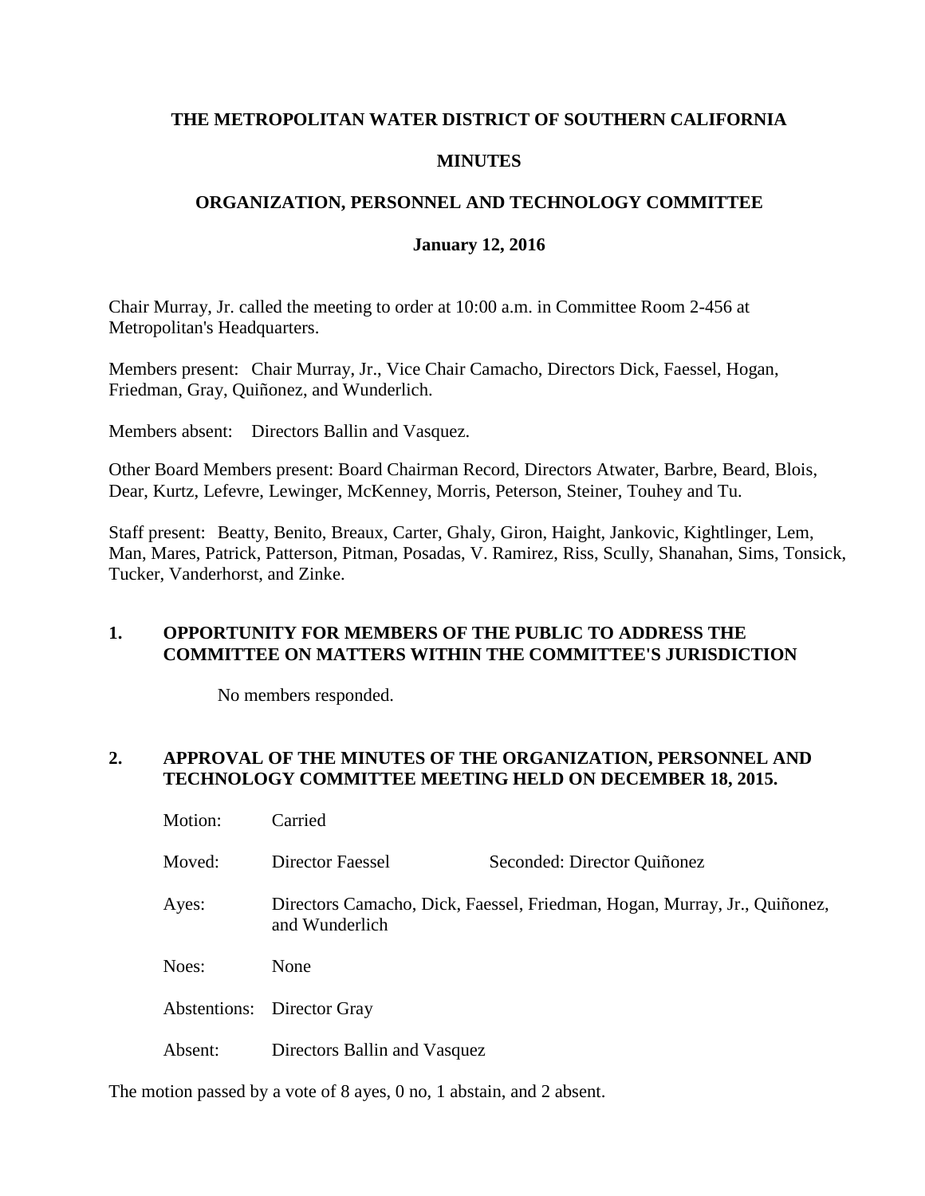**THE METROPOLITAN WATER DISTRICT OF SOUTHERN CALIFORNIA**

**MINUTES**

**ORGANIZATION, PERSONNEL AND TECHNOLOGY COMMITTEE**

**January 12, 2016**

Chair Murray, Jr. called the meeting to order at 10:00 a.m. in Committee Room 2-456 at Metropolitan's Headquarters.

Members present: Chair Murray, Jr., Vice Chair Camacho, Directors Dick, Faessel, Hogan, Friedman, Gray, Quiñonez, and Wunderlich.

Members absent: Directors Ballin and Vasquez.

Other Board Members present: Board Chairman Record, Directors Atwater, Barbre, Beard, Blois, Dear, Kurtz, Lefevre, Lewinger, McKenney, Morris, Peterson, Steiner, Touhey and Tu.

Staff present: Beatty, Benito, Breaux, Carter, Ghaly, Giron, Haight, Jankovic, Kightlinger, Lem, Man, Mares, Patrick, Patterson, Pitman, Posadas, V. Ramirez, Riss, Scully, Shanahan, Sims, Tonsick, Tucker, Vanderhorst, and Zinke.

**1. OPPORTUNITY FOR MEMBERS OF THE PUBLIC TO ADDRESS THE COMMITTEE ON MATTERS WITHIN THE COMMITTEE'S JURISDICTION**

No members responded.

**2. APPROVAL OF THE MINUTES OF THE ORGANIZATION, PERSONNEL AND TECHNOLOGY COMMITTEE MEETING HELD ON DECEMBER 18, 2015.**

Motion: Carried

Moved: Director Faessel Seconded: Director Quiñonez

Ayes: Directors Camacho, Dick, Faessel, Friedman, Hogan, Murray, Jr., Quiñonez, and Wunderlich

Noes: None

Abstentions: Director Gray

Absent: Directors Ballin and Vasquez

The motion passed by a vote of 8 ayes, 0 no, 1 abstain, and 2 absent.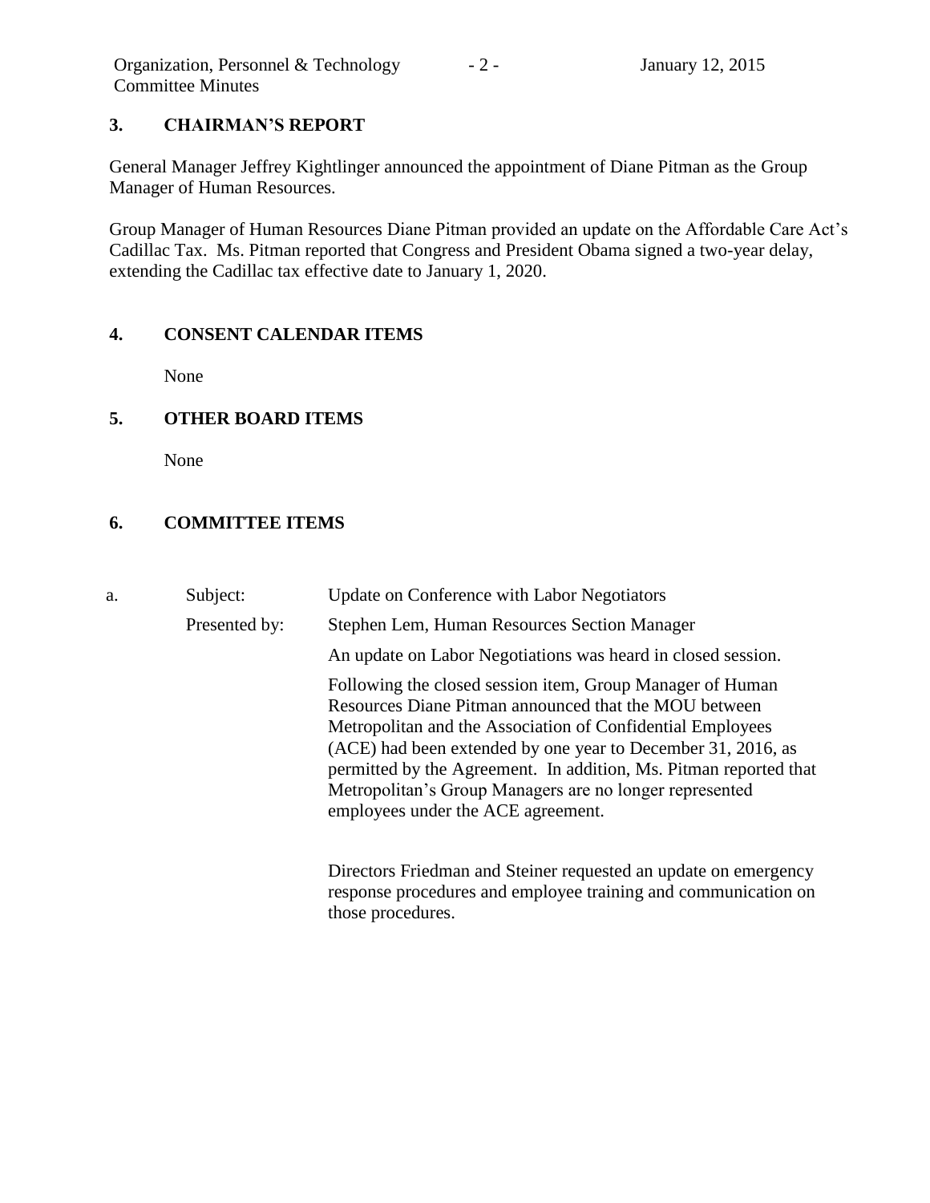### 3. CHAIRMAN'S REPORT

General Manager Jeffrey Kightlinger announced the appointment of Diane Pitman as the Group Manager of Human Resources.

Group Manager of Human Resources Diane Pitman provided an update on the Affordable Care Act's Cadillac Tax. Ms. Pitman reported that Congress and President Obama signed a two-year delay, extending the Cadillac tax effective date to January 1, 2020.

### 4. CONSENT CALENDAR ITEMS

None

### 5. OTHER BOARD ITEMS

None

### 6. COMMITTEE ITEMS

a. **Subject:** Update on Conference with Labor Negotiators

**Presented by:** Stephen Lem, Human Resources Section Manager

An update on Labor Negotiations was heard in closed session.

Following the closed session item, Group Manager of Human Resources Diane Pitman announced that the MOU between Metropolitan and the Association of Confidential Employees (ACE) had been extended by one year to December 31, 2016, as permitted by the Agreement. In addition, Ms. Pitman reported that Metropolitan's Group Managers are no longer represented employees under the ACE agreement.

Directors Friedman and Steiner requested an update on emergency response procedures and employee training and communication on those procedures.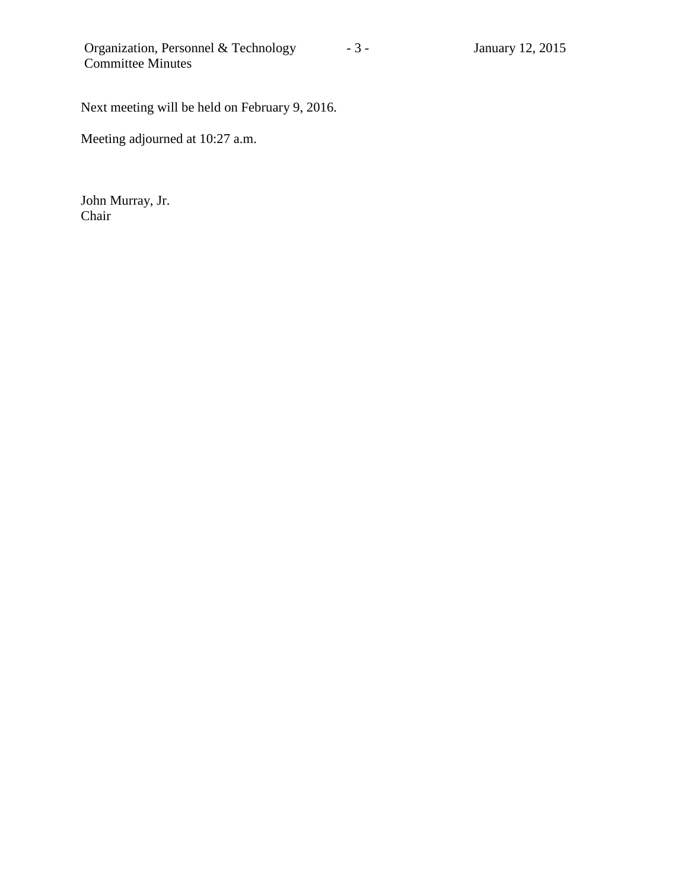Next meeting will be held on February 9, 2016.

Meeting adjourned at 10:27 a.m.

John Murray, Jr.
Chair